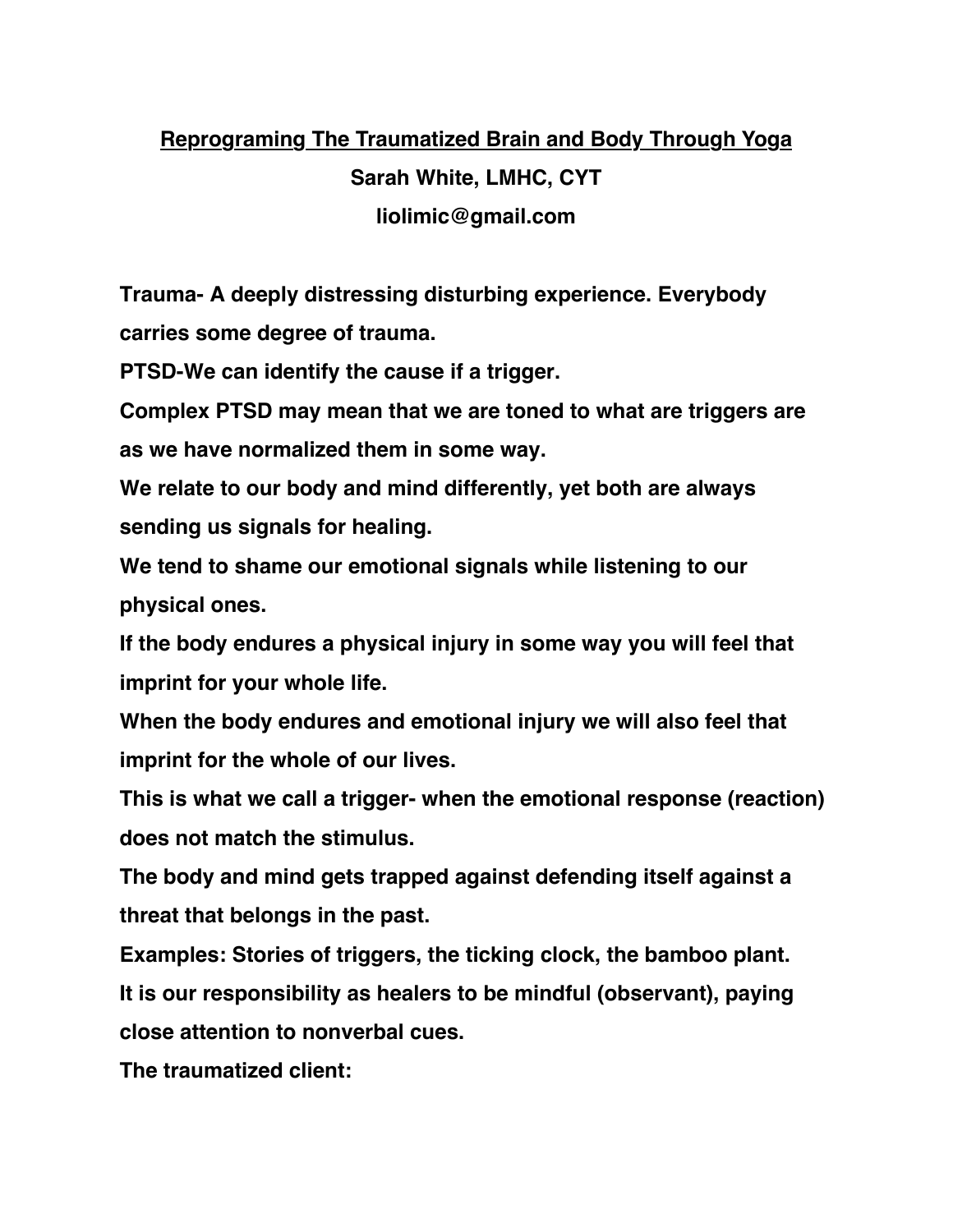# Reprograming The Traumatized Brain and Body Through Yoga

**Sarah White, LMHC, CYT**

**liolimic@gmail.com**

**Trauma- A deeply distressing disturbing experience. Everybody carries some degree of trauma.**

**PTSD-We can identify the cause if a trigger.**

**Complex PTSD may mean that we are toned to what are triggers are as we have normalized them in some way.**

**We relate to our body and mind differently, yet both are always sending us signals for healing.**

**We tend to shame our emotional signals while listening to our physical ones.**

**If the body endures a physical injury in some way you will feel that imprint for your whole life.**

**When the body endures and emotional injury we will also feel that imprint for the whole of our lives.**

**This is what we call a trigger- when the emotional response (reaction) does not match the stimulus.**

**The body and mind gets trapped against defending itself against a threat that belongs in the past.**

**Examples: Stories of triggers, the ticking clock, the bamboo plant.**

**It is our responsibility as healers to be mindful (observant), paying close attention to nonverbal cues.**

**The traumatized client:**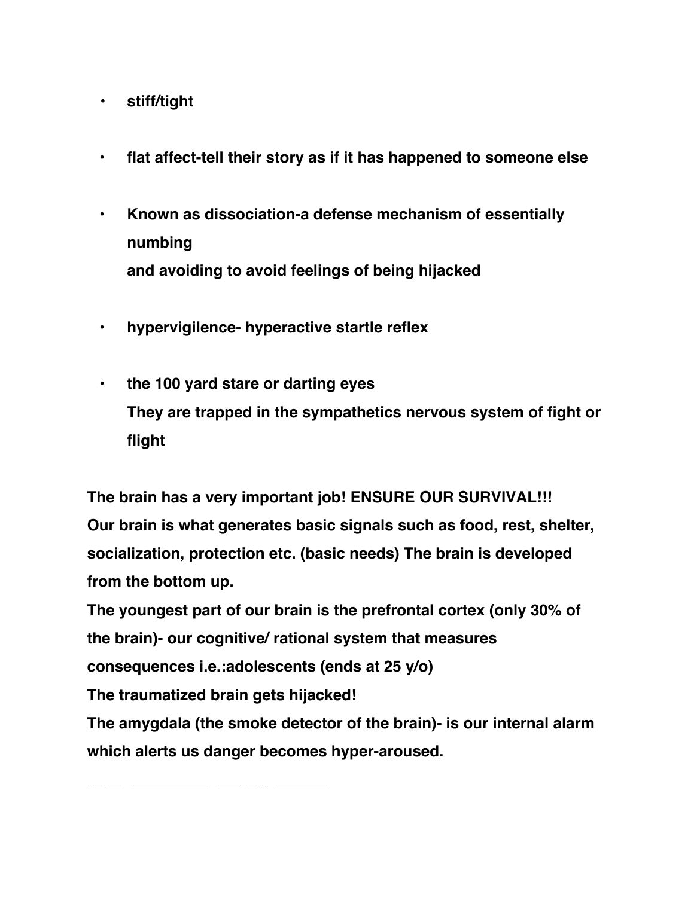- **stiff/tight**
- **flat affect-tell their story as if it has happened to someone else**
- **Known as dissociation-a defense mechanism of essentially numbing and avoiding to avoid feelings of being hijacked**
- **hypervigilence- hyperactive startle reflex**
- **the 100 yard stare or darting eyes They are trapped in the sympathetics nervous system of fight or flight**

**The brain has a very important job! ENSURE OUR SURVIVAL!!! Our brain is what generates basic signals such as food, rest, shelter, socialization, protection etc. (basic needs) The brain is developed from the bottom up.**
**The youngest part of our brain is the prefrontal cortex (only 30% of the brain)- our cognitive/ rational system that measures consequences i.e.:adolescents (ends at 25 y/o)**
**The traumatized brain gets hijacked!**
**The amygdala (the smoke detector of the brain)- is our internal alarm which alerts us danger becomes hyper-aroused.**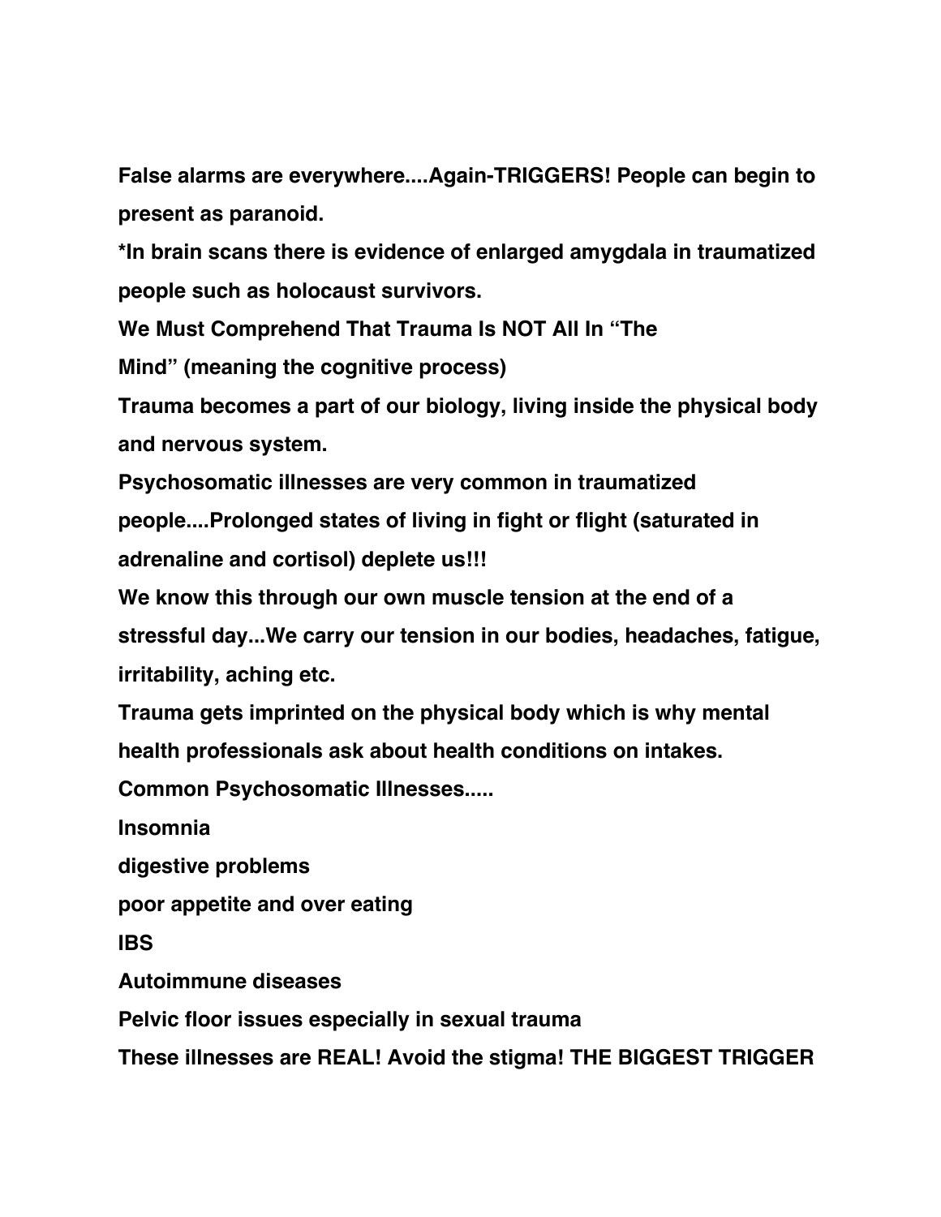**False alarms are everywhere....Again-TRIGGERS! People can begin to present as paranoid.**

***In brain scans there is evidence of enlarged amygdala in traumatized people such as holocaust survivors.**

**We Must Comprehend That Trauma Is NOT All In “The Mind” (meaning the cognitive process)**

**Trauma becomes a part of our biology, living inside the physical body and nervous system.**

**Psychosomatic illnesses are very common in traumatized people....Prolonged states of living in fight or flight (saturated in adrenaline and cortisol) deplete us!!!**

**We know this through our own muscle tension at the end of a stressful day...We carry our tension in our bodies, headaches, fatigue, irritability, aching etc.**

**Trauma gets imprinted on the physical body which is why mental health professionals ask about health conditions on intakes.**

**Common Psychosomatic Illnesses.....**

**Insomnia**

**digestive problems**

**poor appetite and over eating**

**IBS**

**Autoimmune diseases**

**Pelvic floor issues especially in sexual trauma**

**These illnesses are REAL! Avoid the stigma! THE BIGGEST TRIGGER**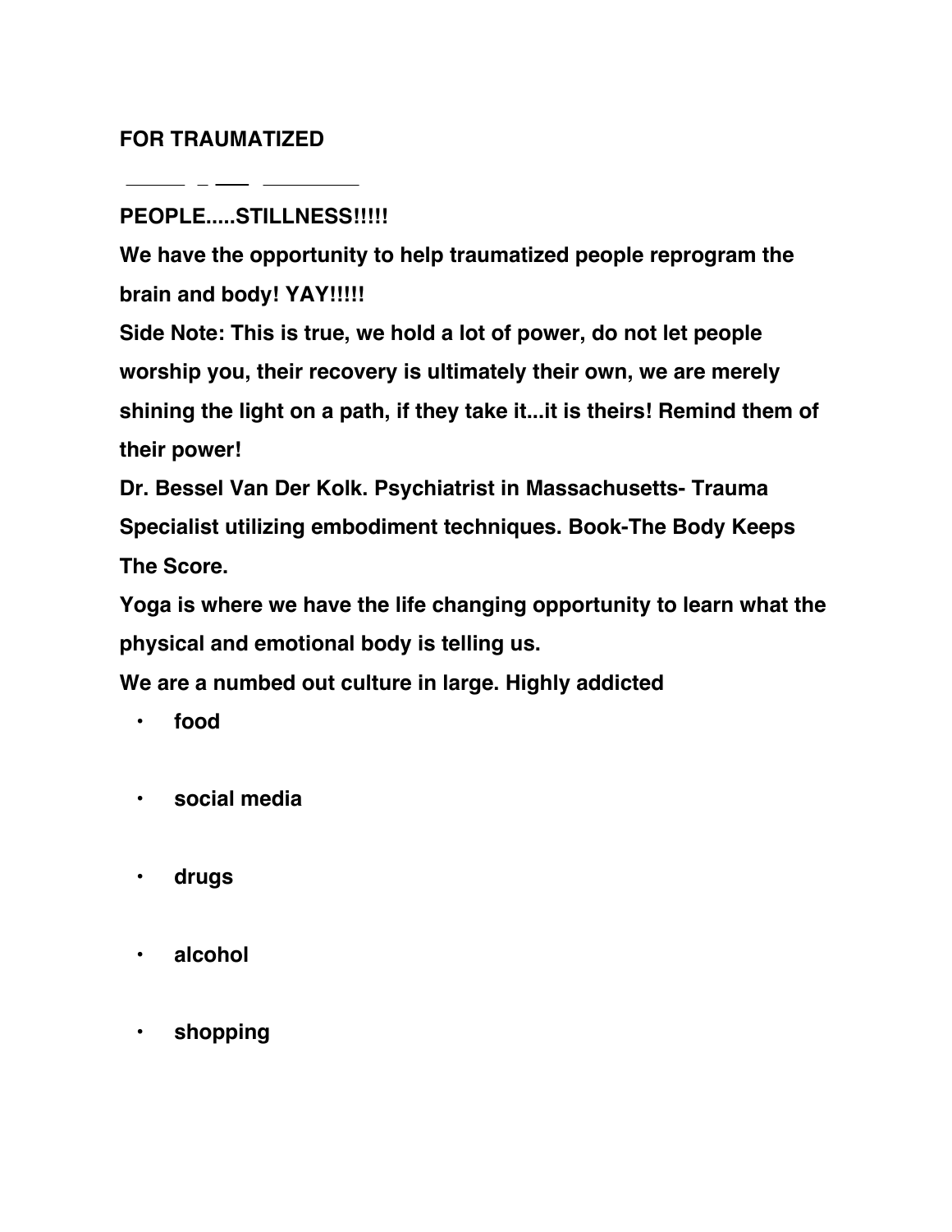**FOR TRAUMATIZED**

**PEOPLE.....STILLNESS!!!!!**

**We have the opportunity to help traumatized people reprogram the brain and body! YAY!!!!!**

**Side Note: This is true, we hold a lot of power, do not let people worship you, their recovery is ultimately their own, we are merely shining the light on a path, if they take it...it is theirs! Remind them of their power!**

**Dr. Bessel Van Der Kolk. Psychiatrist in Massachusetts- Trauma Specialist utilizing embodiment techniques. Book-The Body Keeps The Score.**

**Yoga is where we have the life changing opportunity to learn what the physical and emotional body is telling us.**

**We are a numbed out culture in large. Highly addicted**

- **food**
- **social media**
- **drugs**
- **alcohol**
- **shopping**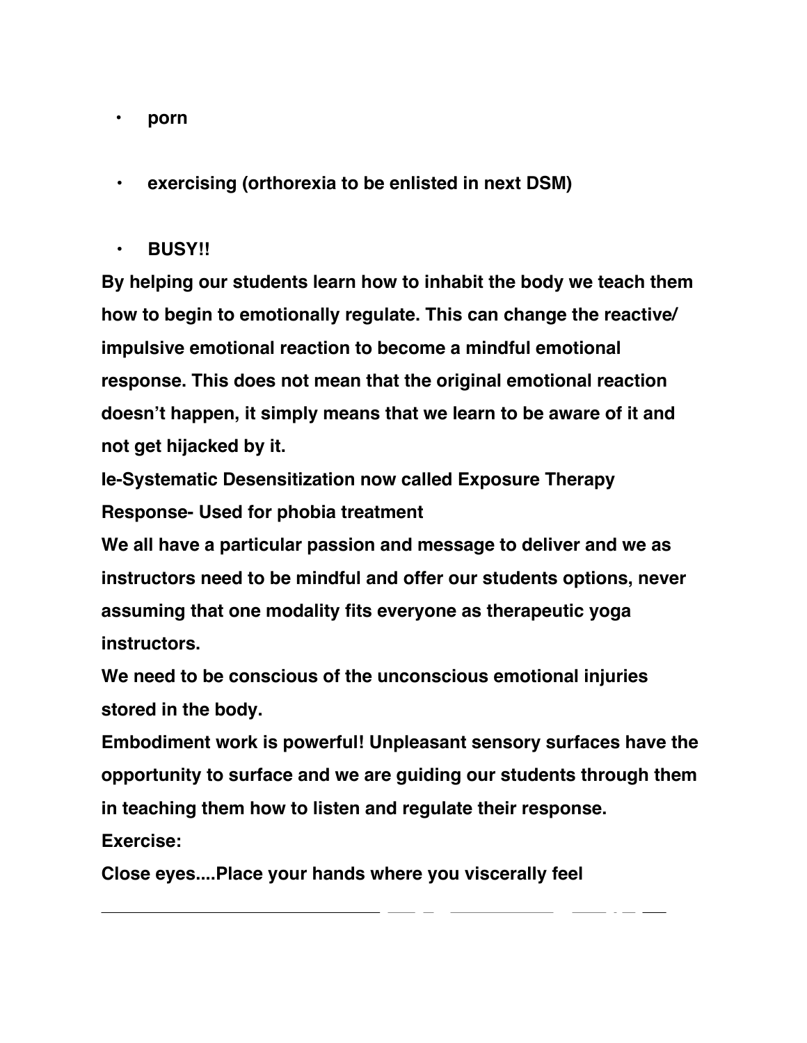- **porn**
- **exercising (orthorexia to be enlisted in next DSM)**
- **BUSY!!**

**By helping our students learn how to inhabit the body we teach them how to begin to emotionally regulate. This can change the reactive/ impulsive emotional reaction to become a mindful emotional response. This does not mean that the original emotional reaction doesn't happen, it simply means that we learn to be aware of it and not get hijacked by it.**

**Ie-Systematic Desensitization now called Exposure Therapy Response- Used for phobia treatment**

**We all have a particular passion and message to deliver and we as instructors need to be mindful and offer our students options, never assuming that one modality fits everyone as therapeutic yoga instructors.**

**We need to be conscious of the unconscious emotional injuries stored in the body.**

**Embodiment work is powerful! Unpleasant sensory surfaces have the opportunity to surface and we are guiding our students through them in teaching them how to listen and regulate their response.**

**Exercise:**

**Close eyes....Place your hands where you viscerally feel**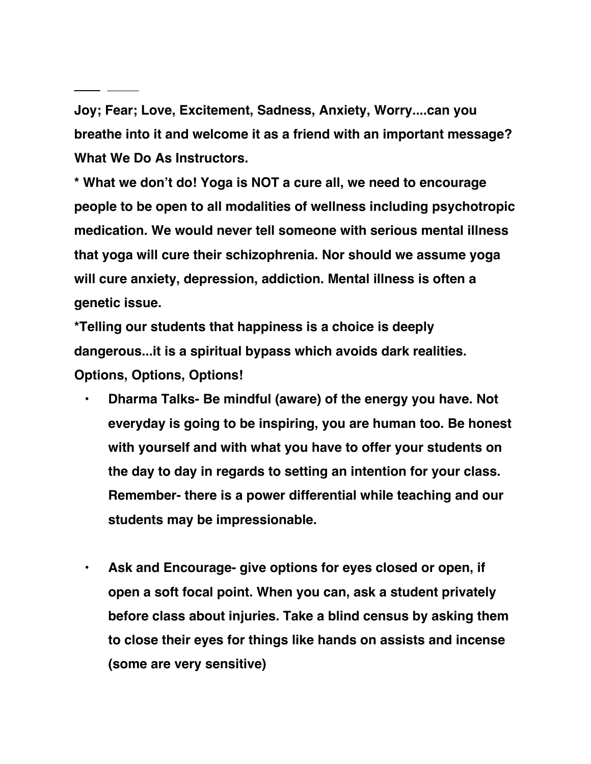**Joy; Fear; Love, Excitement, Sadness, Anxiety, Worry....can you breathe into it and welcome it as a friend with an important message?**

**What We Do As Instructors.**

**\* What we don't do! Yoga is NOT a cure all, we need to encourage people to be open to all modalities of wellness including psychotropic medication. We would never tell someone with serious mental illness that yoga will cure their schizophrenia. Nor should we assume yoga will cure anxiety, depression, addiction. Mental illness is often a genetic issue.**

**\*Telling our students that happiness is a choice is deeply dangerous...it is a spiritual bypass which avoids dark realities.**

**Options, Options, Options!**

- **Dharma Talks- Be mindful (aware) of the energy you have. Not everyday is going to be inspiring, you are human too. Be honest with yourself and with what you have to offer your students on the day to day in regards to setting an intention for your class. Remember- there is a power differential while teaching and our students may be impressionable.**

- **Ask and Encourage- give options for eyes closed or open, if open a soft focal point. When you can, ask a student privately before class about injuries. Take a blind census by asking them to close their eyes for things like hands on assists and incense (some are very sensitive)**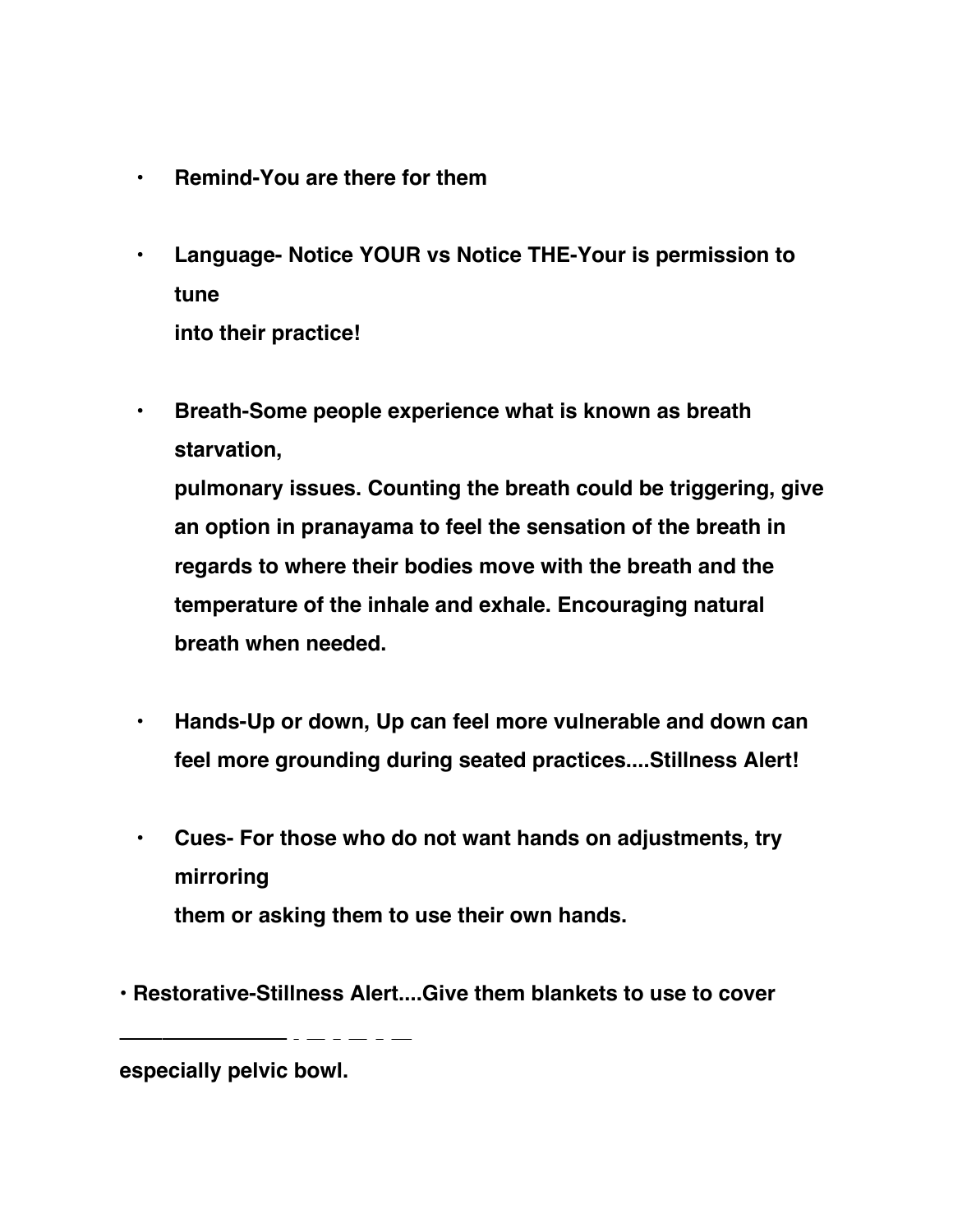- **Remind-You are there for them**

- **Language- Notice YOUR vs Notice THE-Your is permission to tune into their practice!**

- **Breath-Some people experience what is known as breath starvation, pulmonary issues. Counting the breath could be triggering, give an option in pranayama to feel the sensation of the breath in regards to where their bodies move with the breath and the temperature of the inhale and exhale. Encouraging natural breath when needed.**

- **Hands-Up or down, Up can feel more vulnerable and down can feel more grounding during seated practices....Stillness Alert!**

- **Cues- For those who do not want hands on adjustments, try mirroring them or asking them to use their own hands.**

**• Restorative-Stillness Alert....Give them blankets to use to cover**

**especially pelvic bowl.**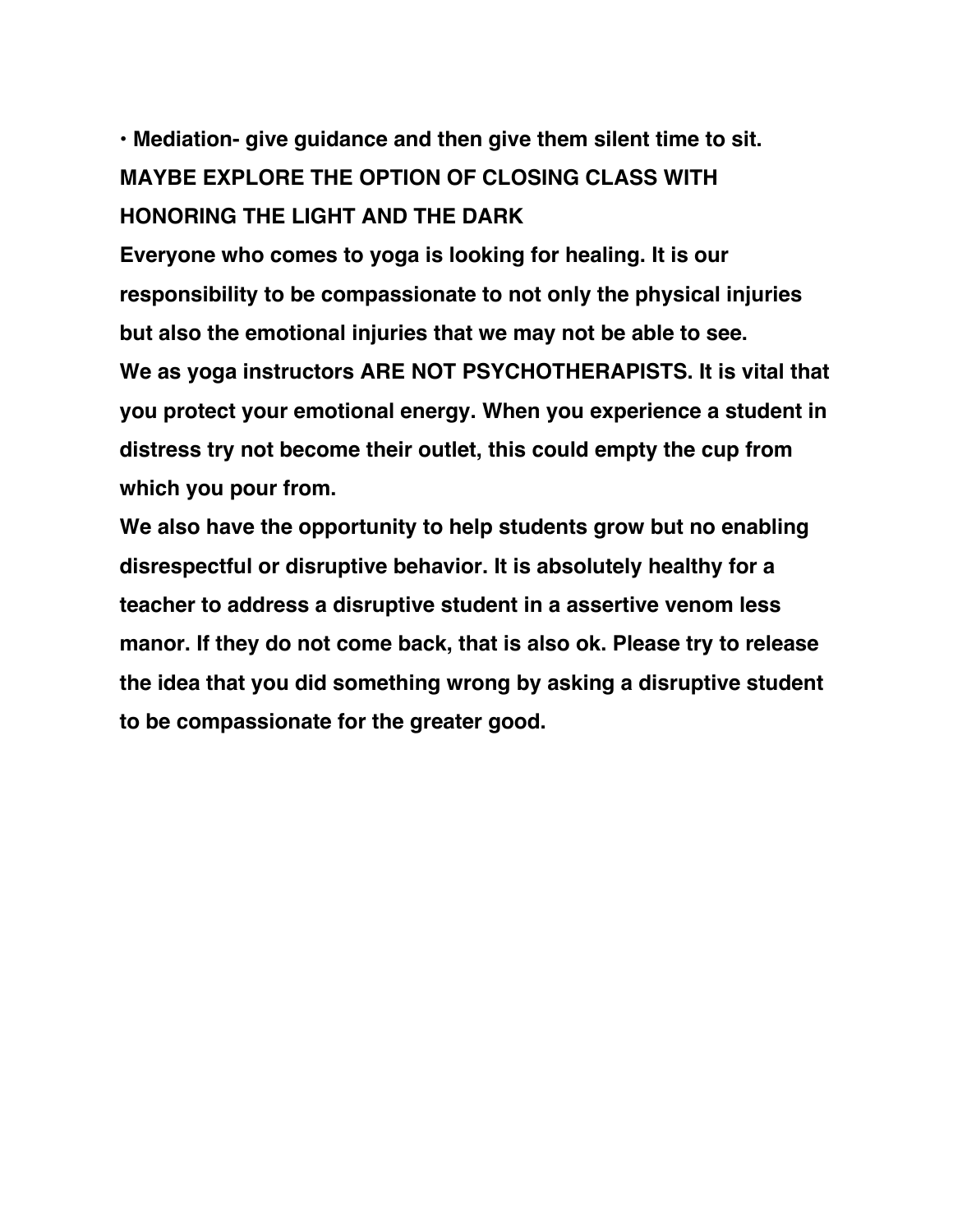- **Mediation- give guidance and then give them silent time to sit.**

**MAYBE EXPLORE THE OPTION OF CLOSING CLASS WITH HONORING THE LIGHT AND THE DARK**

**Everyone who comes to yoga is looking for healing. It is our responsibility to be compassionate to not only the physical injuries but also the emotional injuries that we may not be able to see.**

**We as yoga instructors ARE NOT PSYCHOTHERAPISTS. It is vital that you protect your emotional energy. When you experience a student in distress try not become their outlet, this could empty the cup from which you pour from.**

**We also have the opportunity to help students grow but no enabling disrespectful or disruptive behavior. It is absolutely healthy for a teacher to address a disruptive student in a assertive venom less manor. If they do not come back, that is also ok. Please try to release the idea that you did something wrong by asking a disruptive student to be compassionate for the greater good.**